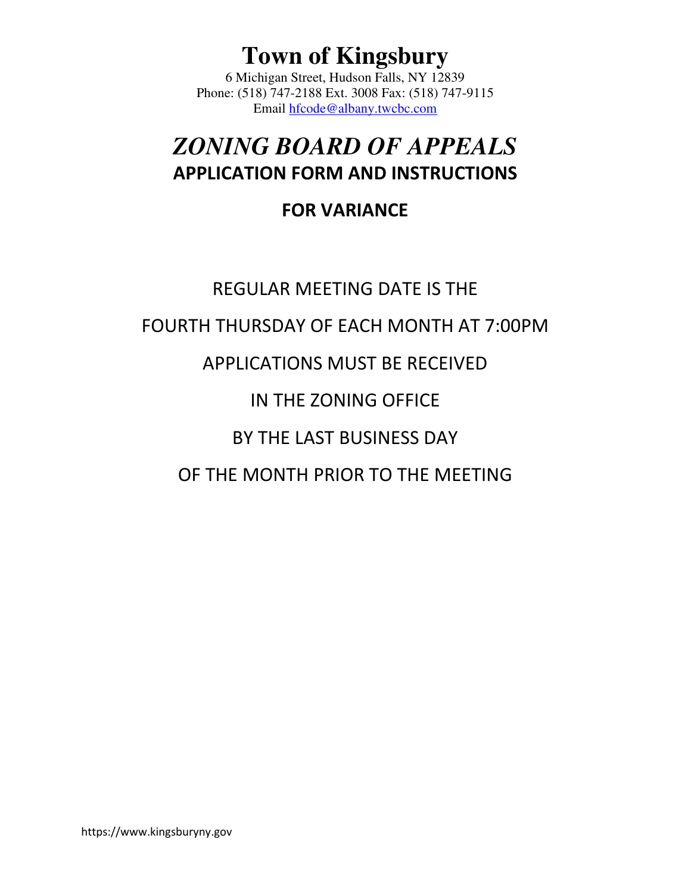# Town of Kingsbury

6 Michigan Street, Hudson Falls, NY 12839
Phone: (518) 747-2188 Ext. 3008 Fax: (518) 747-9115
Email hfcode@albany.twcbc.com

## *ZONING BOARD OF APPEALS*

## APPLICATION FORM AND INSTRUCTIONS

## FOR VARIANCE

REGULAR MEETING DATE IS THE

FOURTH THURSDAY OF EACH MONTH AT 7:00PM

APPLICATIONS MUST BE RECEIVED

IN THE ZONING OFFICE

BY THE LAST BUSINESS DAY

OF THE MONTH PRIOR TO THE MEETING

https://www.kingsburyny.gov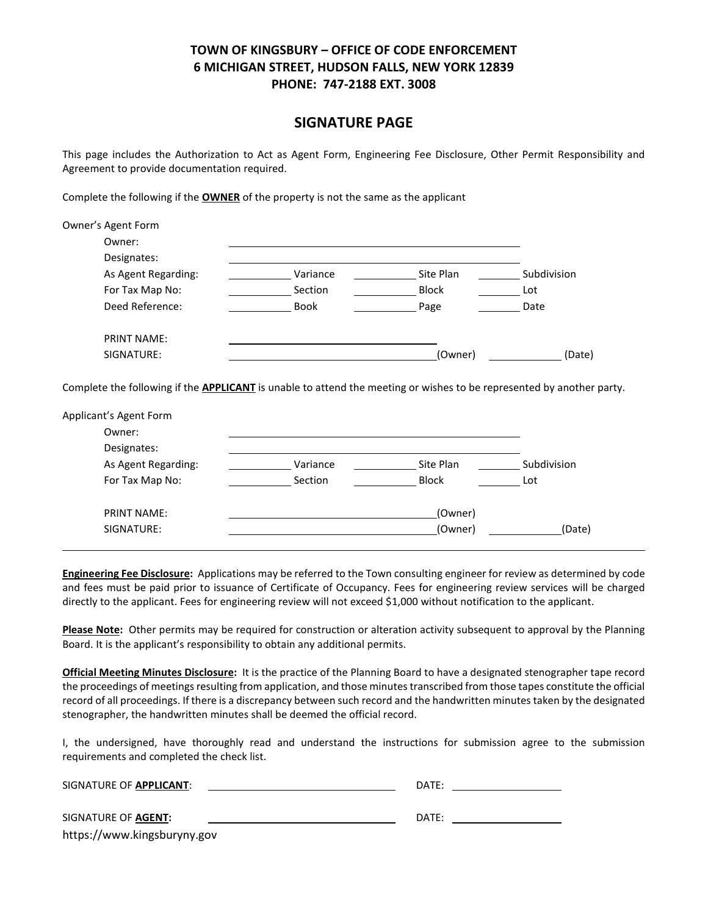**TOWN OF KINGSBURY – OFFICE OF CODE ENFORCEMENT**
**6 MICHIGAN STREET, HUDSON FALLS, NEW YORK 12839**
**PHONE: 747-2188 EXT. 3008**

## SIGNATURE PAGE

This page includes the Authorization to Act as Agent Form, Engineering Fee Disclosure, Other Permit Responsibility and Agreement to provide documentation required.

Complete the following if the **OWNER** of the property is not the same as the applicant

Owner's Agent Form

Owner: ______________________________

Designates: ______________________________

As Agent Regarding: ________ Variance ________ Site Plan ________ Subdivision

For Tax Map No: ________ Section ________ Block ________ Lot

Deed Reference: ________ Book ________ Page ________ Date

PRINT NAME: ______________________________

SIGNATURE: ______________________________(Owner) ____________ (Date)

Complete the following if the **APPLICANT** is unable to attend the meeting or wishes to be represented by another party.

Applicant's Agent Form

Owner: ______________________________

Designates: ______________________________

As Agent Regarding: ________ Variance ________ Site Plan ________ Subdivision

For Tax Map No: ________ Section ________ Block ________ Lot

PRINT NAME: ______________________________(Owner)

SIGNATURE: ______________________________(Owner) ____________(Date)

---

**Engineering Fee Disclosure:** Applications may be referred to the Town consulting engineer for review as determined by code and fees must be paid prior to issuance of Certificate of Occupancy. Fees for engineering review services will be charged directly to the applicant. Fees for engineering review will not exceed $1,000 without notification to the applicant.

**Please Note:** Other permits may be required for construction or alteration activity subsequent to approval by the Planning Board. It is the applicant's responsibility to obtain any additional permits.

**Official Meeting Minutes Disclosure:** It is the practice of the Planning Board to have a designated stenographer tape record the proceedings of meetings resulting from application, and those minutes transcribed from those tapes constitute the official record of all proceedings. If there is a discrepancy between such record and the handwritten minutes taken by the designated stenographer, the handwritten minutes shall be deemed the official record.

I, the undersigned, have thoroughly read and understand the instructions for submission agree to the submission requirements and completed the check list.

SIGNATURE OF **APPLICANT**: ______________________________ DATE: ____________

SIGNATURE OF **AGENT:** ______________________________ DATE: ____________

https://www.kingsburyny.gov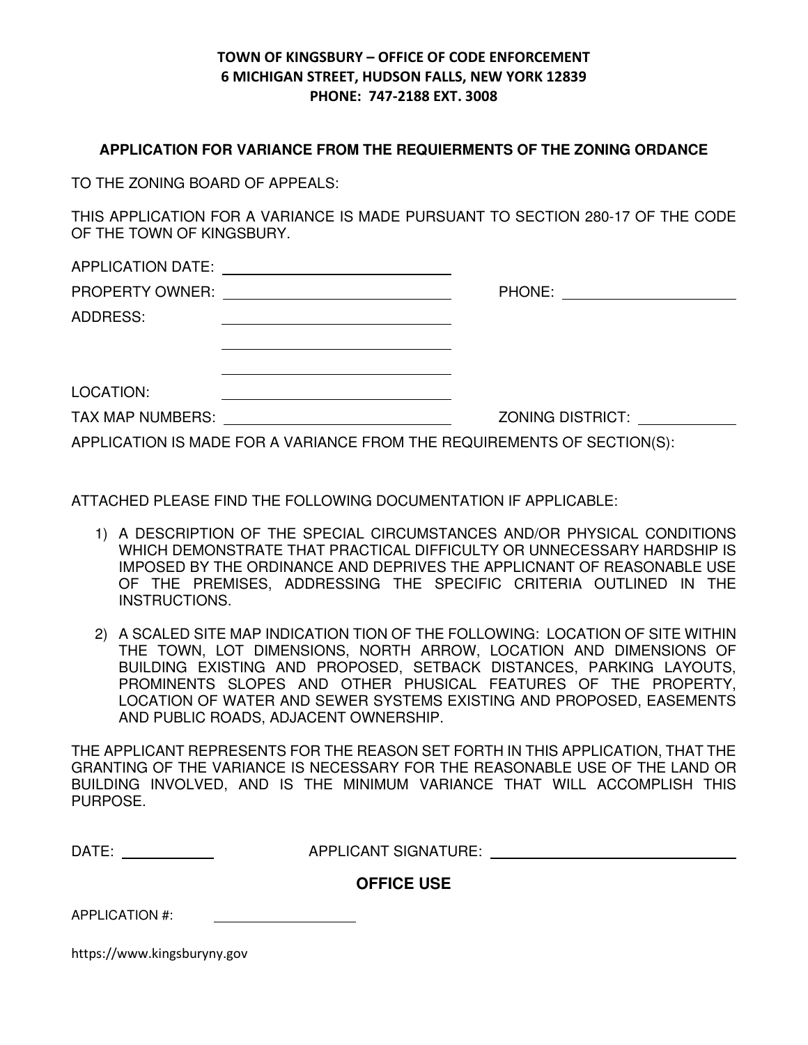**TOWN OF KINGSBURY – OFFICE OF CODE ENFORCEMENT**
**6 MICHIGAN STREET, HUDSON FALLS, NEW YORK 12839**
**PHONE: 747-2188 EXT. 3008**

## APPLICATION FOR VARIANCE FROM THE REQUIERMENTS OF THE ZONING ORDANCE

TO THE ZONING BOARD OF APPEALS:

THIS APPLICATION FOR A VARIANCE IS MADE PURSUANT TO SECTION 280-17 OF THE CODE OF THE TOWN OF KINGSBURY.

APPLICATION DATE: ____________________________

PROPERTY OWNER: ____________________________ PHONE: ____________________

ADDRESS: ____________________________

____________________________

____________________________

LOCATION: ____________________________

TAX MAP NUMBERS: ____________________________ ZONING DISTRICT: ____________

APPLICATION IS MADE FOR A VARIANCE FROM THE REQUIREMENTS OF SECTION(S):

ATTACHED PLEASE FIND THE FOLLOWING DOCUMENTATION IF APPLICABLE:

1) A DESCRIPTION OF THE SPECIAL CIRCUMSTANCES AND/OR PHYSICAL CONDITIONS WHICH DEMONSTRATE THAT PRACTICAL DIFFICULTY OR UNNECESSARY HARDSHIP IS IMPOSED BY THE ORDINANCE AND DEPRIVES THE APPLICNANT OF REASONABLE USE OF THE PREMISES, ADDRESSING THE SPECIFIC CRITERIA OUTLINED IN THE INSTRUCTIONS.

2) A SCALED SITE MAP INDICATION TION OF THE FOLLOWING: LOCATION OF SITE WITHIN THE TOWN, LOT DIMENSIONS, NORTH ARROW, LOCATION AND DIMENSIONS OF BUILDING EXISTING AND PROPOSED, SETBACK DISTANCES, PARKING LAYOUTS, PROMINENTS SLOPES AND OTHER PHUSICAL FEATURES OF THE PROPERTY, LOCATION OF WATER AND SEWER SYSTEMS EXISTING AND PROPOSED, EASEMENTS AND PUBLIC ROADS, ADJACENT OWNERSHIP.

THE APPLICANT REPRESENTS FOR THE REASON SET FORTH IN THIS APPLICATION, THAT THE GRANTING OF THE VARIANCE IS NECESSARY FOR THE REASONABLE USE OF THE LAND OR BUILDING INVOLVED, AND IS THE MINIMUM VARIANCE THAT WILL ACCOMPLISH THIS PURPOSE.

DATE: ____________ APPLICANT SIGNATURE: ____________________________

**OFFICE USE**

APPLICATION #: ____________________

https://www.kingsburyny.gov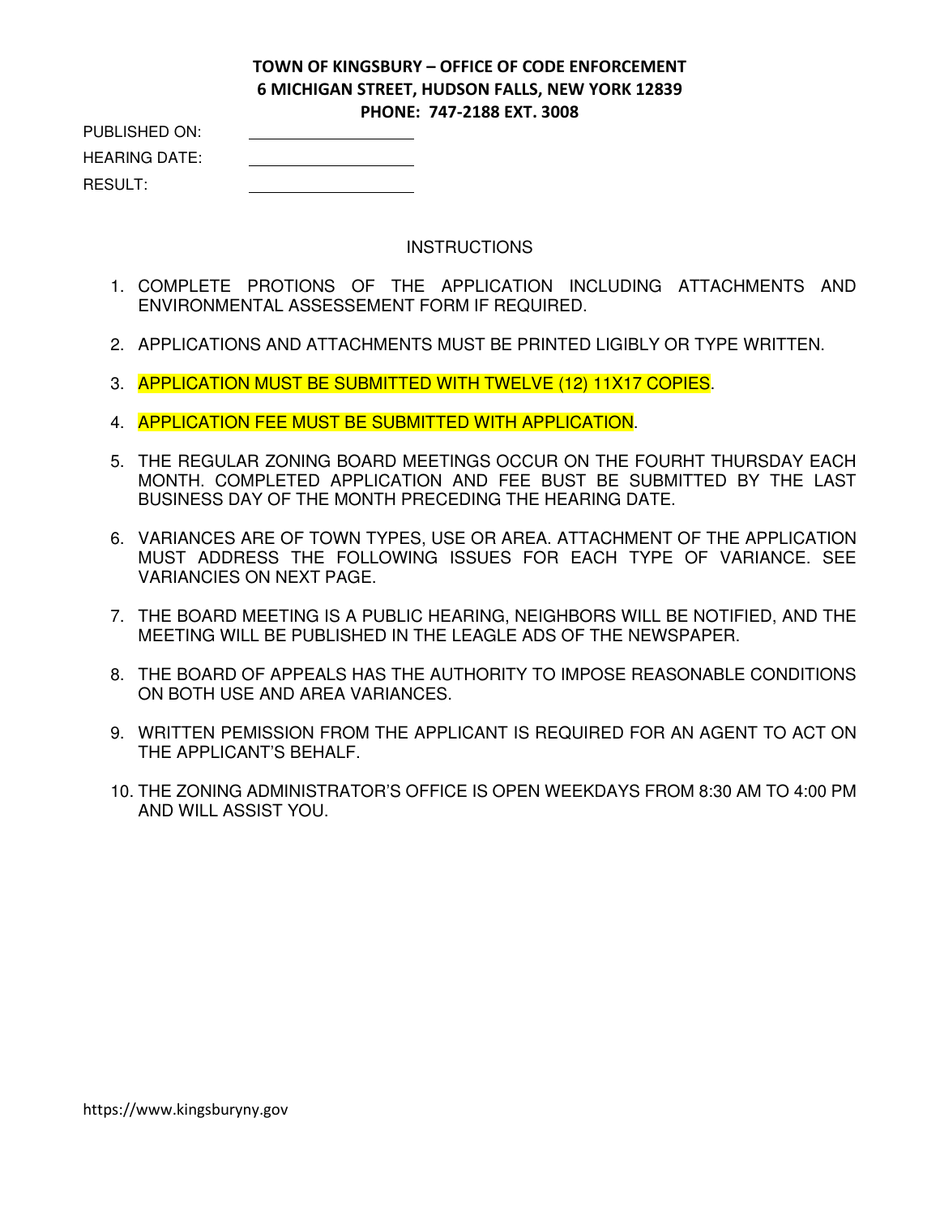**TOWN OF KINGSBURY – OFFICE OF CODE ENFORCEMENT**
**6 MICHIGAN STREET, HUDSON FALLS, NEW YORK 12839**
**PHONE: 747-2188 EXT. 3008**

PUBLISHED ON: \_\_\_\_\_\_\_\_\_\_\_\_\_\_\_\_\_\_\_\_

HEARING DATE: \_\_\_\_\_\_\_\_\_\_\_\_\_\_\_\_\_\_\_\_

RESULT: \_\_\_\_\_\_\_\_\_\_\_\_\_\_\_\_\_\_\_\_

INSTRUCTIONS

1. COMPLETE PROTIONS OF THE APPLICATION INCLUDING ATTACHMENTS AND ENVIRONMENTAL ASSESSEMENT FORM IF REQUIRED.
2. APPLICATIONS AND ATTACHMENTS MUST BE PRINTED LIGIBLY OR TYPE WRITTEN.
3. APPLICATION MUST BE SUBMITTED WITH TWELVE (12) 11X17 COPIES.
4. APPLICATION FEE MUST BE SUBMITTED WITH APPLICATION.
5. THE REGULAR ZONING BOARD MEETINGS OCCUR ON THE FOURHT THURSDAY EACH MONTH. COMPLETED APPLICATION AND FEE BUST BE SUBMITTED BY THE LAST BUSINESS DAY OF THE MONTH PRECEDING THE HEARING DATE.
6. VARIANCES ARE OF TOWN TYPES, USE OR AREA. ATTACHMENT OF THE APPLICATION MUST ADDRESS THE FOLLOWING ISSUES FOR EACH TYPE OF VARIANCE. SEE VARIANCIES ON NEXT PAGE.
7. THE BOARD MEETING IS A PUBLIC HEARING, NEIGHBORS WILL BE NOTIFIED, AND THE MEETING WILL BE PUBLISHED IN THE LEAGLE ADS OF THE NEWSPAPER.
8. THE BOARD OF APPEALS HAS THE AUTHORITY TO IMPOSE REASONABLE CONDITIONS ON BOTH USE AND AREA VARIANCES.
9. WRITTEN PEMISSION FROM THE APPLICANT IS REQUIRED FOR AN AGENT TO ACT ON THE APPLICANT'S BEHALF.
10. THE ZONING ADMINISTRATOR'S OFFICE IS OPEN WEEKDAYS FROM 8:30 AM TO 4:00 PM AND WILL ASSIST YOU.

https://www.kingsburyny.gov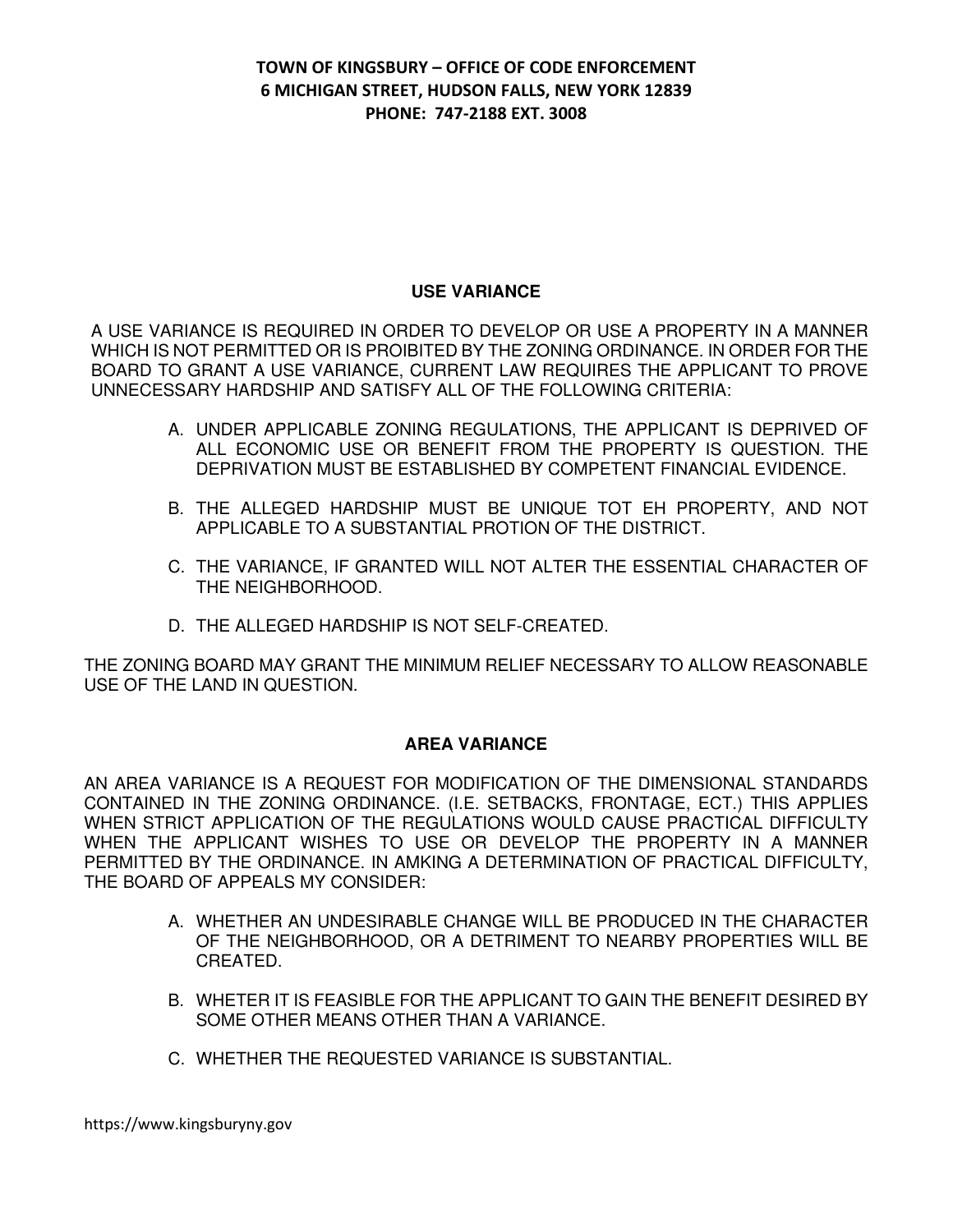**TOWN OF KINGSBURY – OFFICE OF CODE ENFORCEMENT**
**6 MICHIGAN STREET, HUDSON FALLS, NEW YORK 12839**
**PHONE: 747-2188 EXT. 3008**

## USE VARIANCE

A USE VARIANCE IS REQUIRED IN ORDER TO DEVELOP OR USE A PROPERTY IN A MANNER WHICH IS NOT PERMITTED OR IS PROIBITED BY THE ZONING ORDINANCE. IN ORDER FOR THE BOARD TO GRANT A USE VARIANCE, CURRENT LAW REQUIRES THE APPLICANT TO PROVE UNNECESSARY HARDSHIP AND SATISFY ALL OF THE FOLLOWING CRITERIA:

A. UNDER APPLICABLE ZONING REGULATIONS, THE APPLICANT IS DEPRIVED OF ALL ECONOMIC USE OR BENEFIT FROM THE PROPERTY IS QUESTION. THE DEPRIVATION MUST BE ESTABLISHED BY COMPETENT FINANCIAL EVIDENCE.

B. THE ALLEGED HARDSHIP MUST BE UNIQUE TOT EH PROPERTY, AND NOT APPLICABLE TO A SUBSTANTIAL PROTION OF THE DISTRICT.

C. THE VARIANCE, IF GRANTED WILL NOT ALTER THE ESSENTIAL CHARACTER OF THE NEIGHBORHOOD.

D. THE ALLEGED HARDSHIP IS NOT SELF-CREATED.

THE ZONING BOARD MAY GRANT THE MINIMUM RELIEF NECESSARY TO ALLOW REASONABLE USE OF THE LAND IN QUESTION.

## AREA VARIANCE

AN AREA VARIANCE IS A REQUEST FOR MODIFICATION OF THE DIMENSIONAL STANDARDS CONTAINED IN THE ZONING ORDINANCE. (I.E. SETBACKS, FRONTAGE, ECT.) THIS APPLIES WHEN STRICT APPLICATION OF THE REGULATIONS WOULD CAUSE PRACTICAL DIFFICULTY WHEN THE APPLICANT WISHES TO USE OR DEVELOP THE PROPERTY IN A MANNER PERMITTED BY THE ORDINANCE. IN AMKING A DETERMINATION OF PRACTICAL DIFFICULTY, THE BOARD OF APPEALS MY CONSIDER:

A. WHETHER AN UNDESIRABLE CHANGE WILL BE PRODUCED IN THE CHARACTER OF THE NEIGHBORHOOD, OR A DETRIMENT TO NEARBY PROPERTIES WILL BE CREATED.

B. WHETER IT IS FEASIBLE FOR THE APPLICANT TO GAIN THE BENEFIT DESIRED BY SOME OTHER MEANS OTHER THAN A VARIANCE.

C. WHETHER THE REQUESTED VARIANCE IS SUBSTANTIAL.

https://www.kingsburyny.gov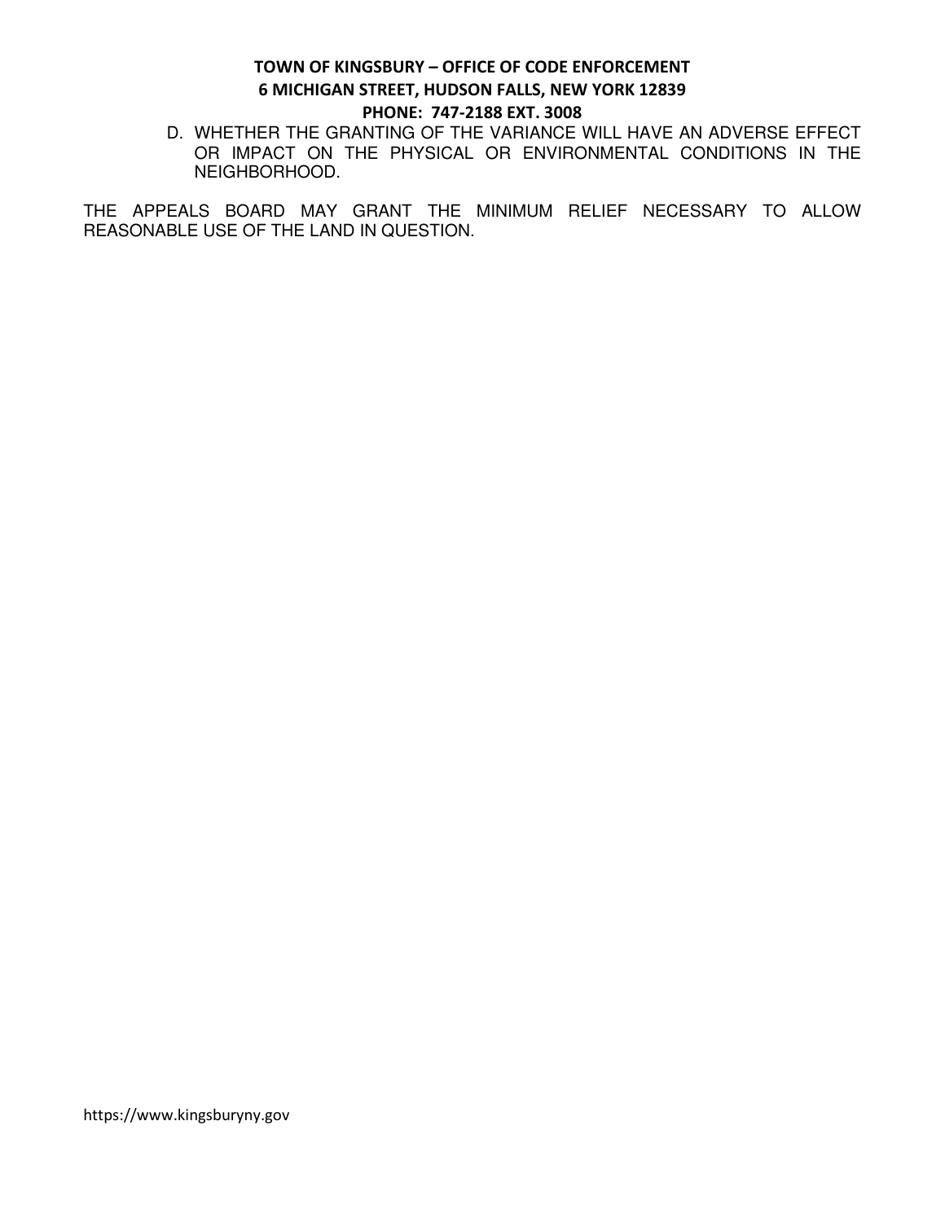D. WHETHER THE GRANTING OF THE VARIANCE WILL HAVE AN ADVERSE EFFECT OR IMPACT ON THE PHYSICAL OR ENVIRONMENTAL CONDITIONS IN THE NEIGHBORHOOD.

THE APPEALS BOARD MAY GRANT THE MINIMUM RELIEF NECESSARY TO ALLOW REASONABLE USE OF THE LAND IN QUESTION.